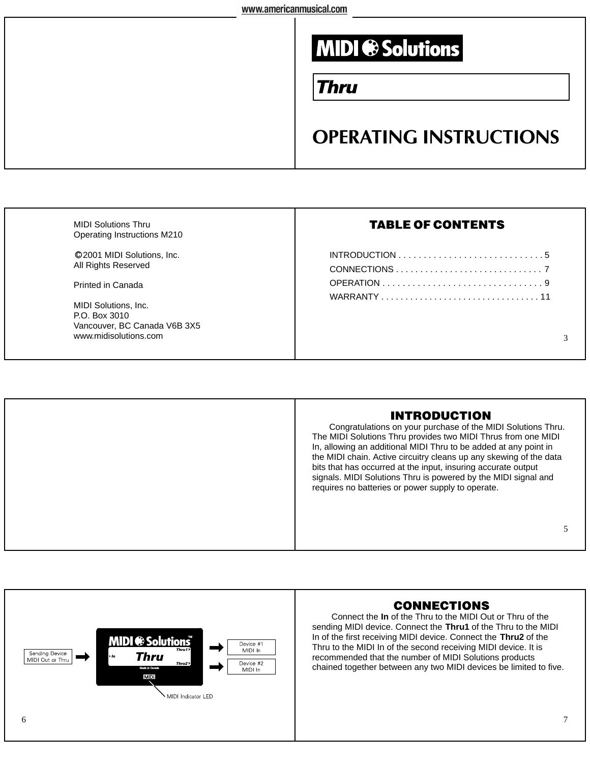# MIDI Solutions

## Thru

# OPERATING INSTRUCTIONS

MIDI Solutions Thru
Operating Instructions M210

©2001 MIDI Solutions, Inc.
All Rights Reserved

Printed in Canada

MIDI Solutions, Inc.
P.O. Box 3010
Vancouver, BC Canada V6B 3X5
www.midisolutions.com

## TABLE OF CONTENTS

INTRODUCTION . . . . . . . . . . . . . . . . . . . . . . . . . . . . . 5
CONNECTIONS . . . . . . . . . . . . . . . . . . . . . . . . . . . . . 7
OPERATION . . . . . . . . . . . . . . . . . . . . . . . . . . . . . . . . 9
WARRANTY . . . . . . . . . . . . . . . . . . . . . . . . . . . . . . . . 11

## INTRODUCTION

Congratulations on your purchase of the MIDI Solutions Thru. The MIDI Solutions Thru provides two MIDI Thrus from one MIDI In, allowing an additional MIDI Thru to be added at any point in the MIDI chain. Active circuitry cleans up any skewing of the data bits that has occurred at the input, insuring accurate output signals. MIDI Solutions Thru is powered by the MIDI signal and requires no batteries or power supply to operate.

Sending Device MIDI Out or Thru → In | MIDI Solutions Thru | Thru1 → Device #1 MIDI In; Thru2 → Device #2 MIDI In

MIDI Indicator LED

## CONNECTIONS

Connect the **In** of the Thru to the MIDI Out or Thru of the sending MIDI device. Connect the **Thru1** of the Thru to the MIDI In of the first receiving MIDI device. Connect the **Thru2** of the Thru to the MIDI In of the second receiving MIDI device. It is recommended that the number of MIDI Solutions products chained together between any two MIDI devices be limited to five.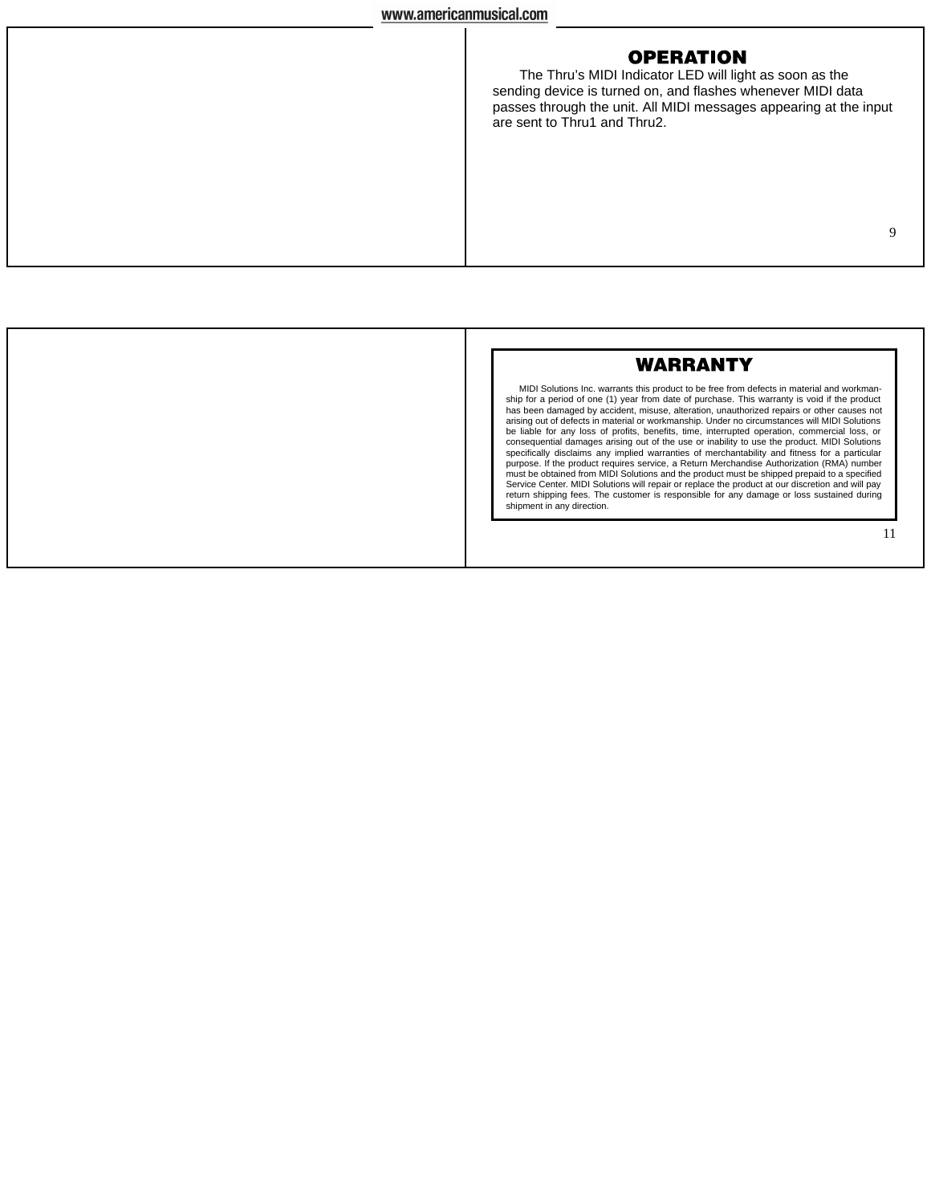## OPERATION

The Thru's MIDI Indicator LED will light as soon as the sending device is turned on, and flashes whenever MIDI data passes through the unit. All MIDI messages appearing at the input are sent to Thru1 and Thru2.

## WARRANTY

MIDI Solutions Inc. warrants this product to be free from defects in material and workmanship for a period of one (1) year from date of purchase. This warranty is void if the product has been damaged by accident, misuse, alteration, unauthorized repairs or other causes not arising out of defects in material or workmanship. Under no circumstances will MIDI Solutions be liable for any loss of profits, benefits, time, interrupted operation, commercial loss, or consequential damages arising out of the use or inability to use the product. MIDI Solutions specifically disclaims any implied warranties of merchantability and fitness for a particular purpose. If the product requires service, a Return Merchandise Authorization (RMA) number must be obtained from MIDI Solutions and the product must be shipped prepaid to a specified Service Center. MIDI Solutions will repair or replace the product at our discretion and will pay return shipping fees. The customer is responsible for any damage or loss sustained during shipment in any direction.